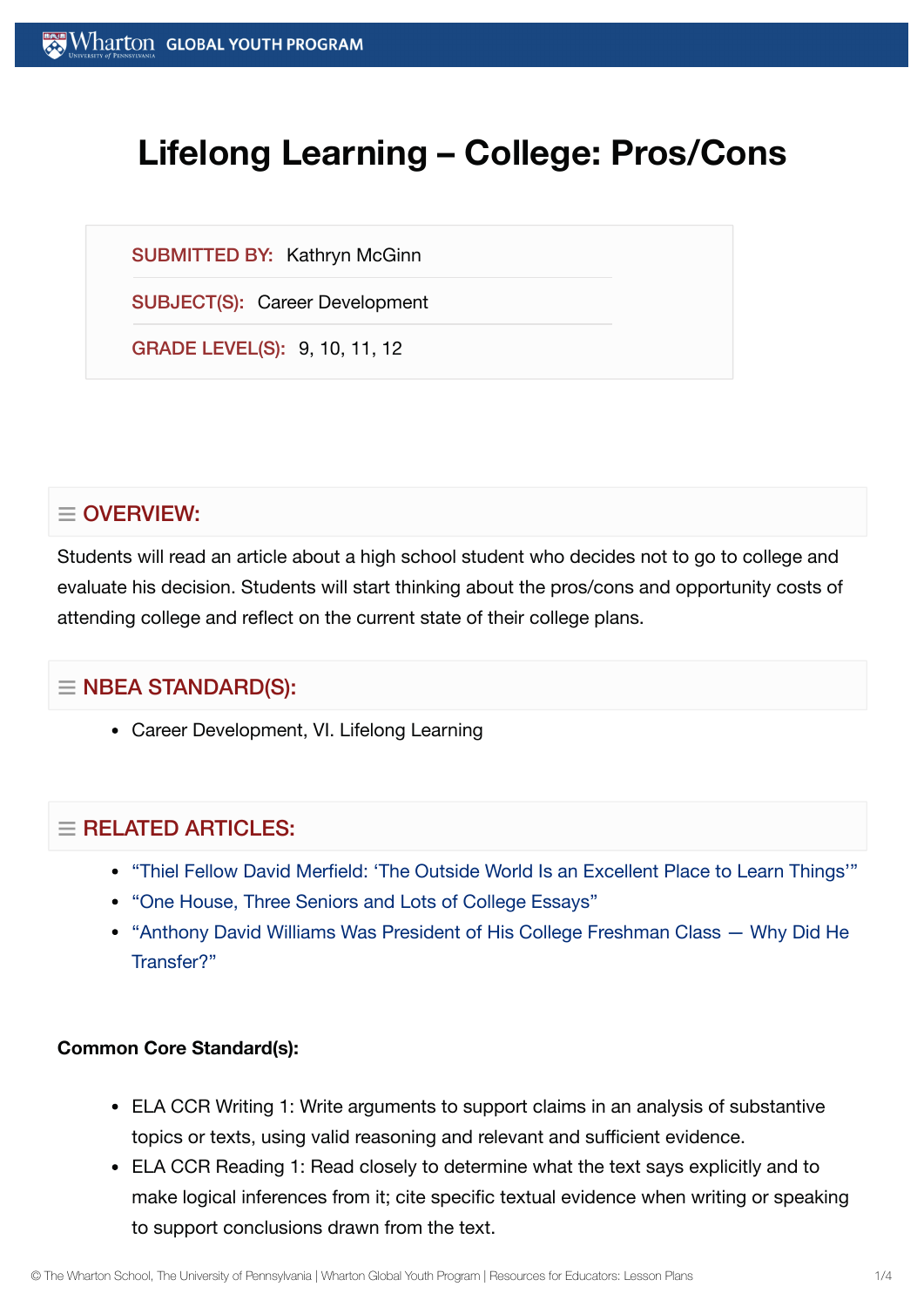# Lifelong Learning – College: Pros/Cons

**SUBMITTED BY:** Kathryn McGinn

**SUBJECT(S):** Career Development

**GRADE LEVEL(S):** 9, 10, 11, 12

## OVERVIEW:

Students will read an article about a high school student who decides not to go to college and evaluate his decision. Students will start thinking about the pros/cons and opportunity costs of attending college and reflect on the current state of their college plans.

## NBEA STANDARD(S):

- Career Development, VI. Lifelong Learning

## RELATED ARTICLES:

- "Thiel Fellow David Merfield: 'The Outside World Is an Excellent Place to Learn Things'"
- "One House, Three Seniors and Lots of College Essays"
- "Anthony David Williams Was President of His College Freshman Class — Why Did He Transfer?"

**Common Core Standard(s):**

- ELA CCR Writing 1: Write arguments to support claims in an analysis of substantive topics or texts, using valid reasoning and relevant and sufficient evidence.
- ELA CCR Reading 1: Read closely to determine what the text says explicitly and to make logical inferences from it; cite specific textual evidence when writing or speaking to support conclusions drawn from the text.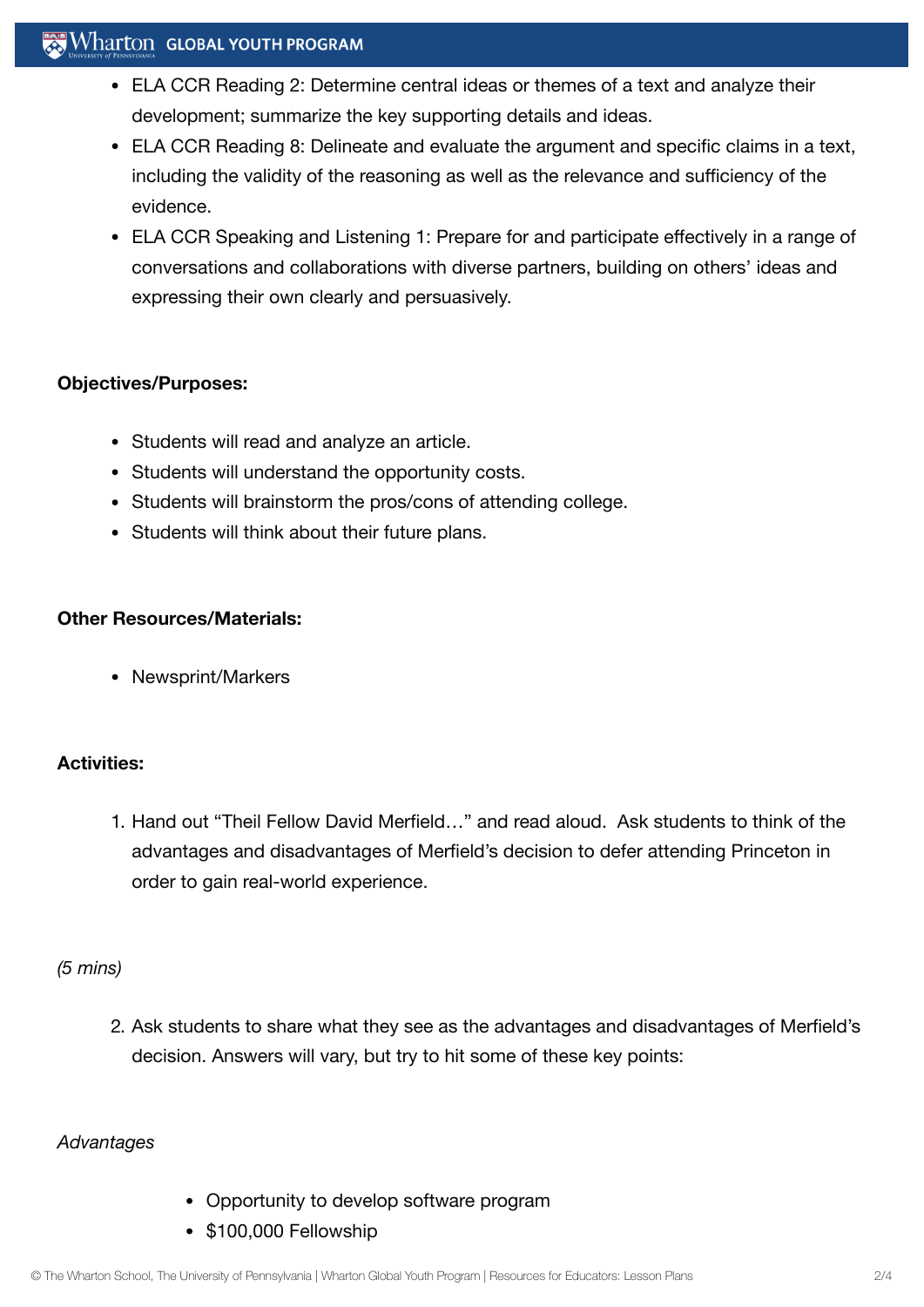- ELA CCR Reading 2: Determine central ideas or themes of a text and analyze their development; summarize the key supporting details and ideas.
- ELA CCR Reading 8: Delineate and evaluate the argument and specific claims in a text, including the validity of the reasoning as well as the relevance and sufficiency of the evidence.
- ELA CCR Speaking and Listening 1: Prepare for and participate effectively in a range of conversations and collaborations with diverse partners, building on others' ideas and expressing their own clearly and persuasively.

**Objectives/Purposes:**

- Students will read and analyze an article.
- Students will understand the opportunity costs.
- Students will brainstorm the pros/cons of attending college.
- Students will think about their future plans.

**Other Resources/Materials:**

- Newsprint/Markers

**Activities:**

1. Hand out "Theil Fellow David Merfield…" and read aloud. Ask students to think of the advantages and disadvantages of Merfield's decision to defer attending Princeton in order to gain real-world experience.

*(5 mins)*

2. Ask students to share what they see as the advantages and disadvantages of Merfield's decision. Answers will vary, but try to hit some of these key points:

*Advantages*

- Opportunity to develop software program
- $100,000 Fellowship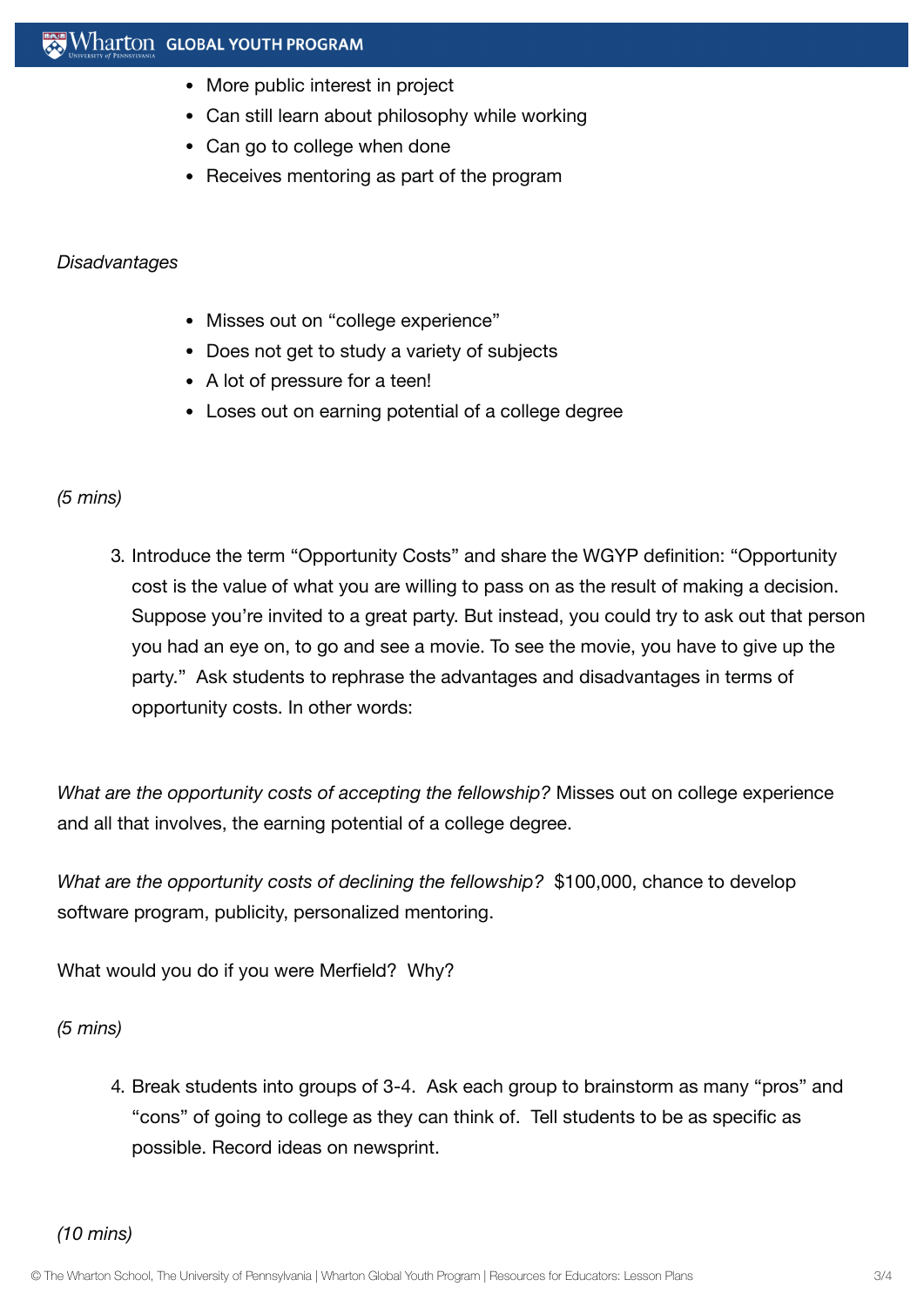- More public interest in project
- Can still learn about philosophy while working
- Can go to college when done
- Receives mentoring as part of the program

*Disadvantages*

- Misses out on "college experience"
- Does not get to study a variety of subjects
- A lot of pressure for a teen!
- Loses out on earning potential of a college degree

*(5 mins)*

3. Introduce the term "Opportunity Costs" and share the WGYP definition: "Opportunity cost is the value of what you are willing to pass on as the result of making a decision. Suppose you're invited to a great party. But instead, you could try to ask out that person you had an eye on, to go and see a movie. To see the movie, you have to give up the party." Ask students to rephrase the advantages and disadvantages in terms of opportunity costs. In other words:

*What are the opportunity costs of accepting the fellowship?* Misses out on college experience and all that involves, the earning potential of a college degree.

*What are the opportunity costs of declining the fellowship?* $100,000, chance to develop software program, publicity, personalized mentoring.

What would you do if you were Merfield? Why?

*(5 mins)*

4. Break students into groups of 3-4. Ask each group to brainstorm as many "pros" and "cons" of going to college as they can think of. Tell students to be as specific as possible. Record ideas on newsprint.

*(10 mins)*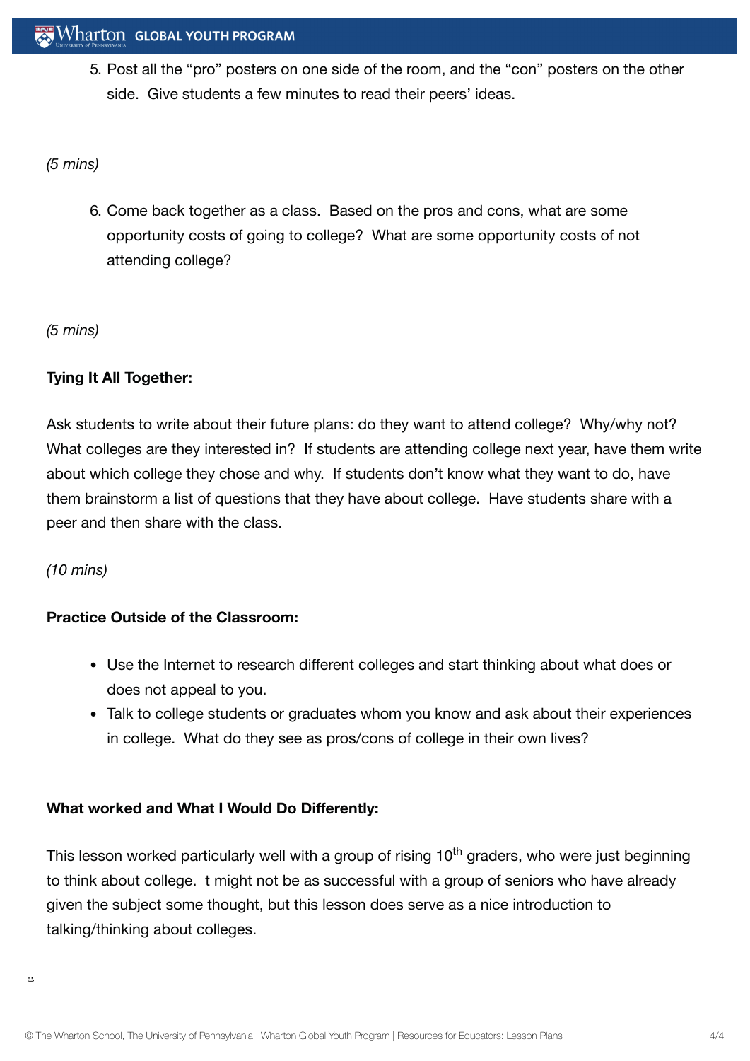5. Post all the "pro" posters on one side of the room, and the "con" posters on the other side. Give students a few minutes to read their peers' ideas.

*(5 mins)*

6. Come back together as a class. Based on the pros and cons, what are some opportunity costs of going to college? What are some opportunity costs of not attending college?

*(5 mins)*

**Tying It All Together:**

Ask students to write about their future plans: do they want to attend college? Why/why not? What colleges are they interested in? If students are attending college next year, have them write about which college they chose and why. If students don't know what they want to do, have them brainstorm a list of questions that they have about college. Have students share with a peer and then share with the class.

*(10 mins)*

**Practice Outside of the Classroom:**

- Use the Internet to research different colleges and start thinking about what does or does not appeal to you.
- Talk to college students or graduates whom you know and ask about their experiences in college. What do they see as pros/cons of college in their own lives?

**What worked and What I Would Do Differently:**

This lesson worked particularly well with a group of rising 10th graders, who were just beginning to think about college. t might not be as successful with a group of seniors who have already given the subject some thought, but this lesson does serve as a nice introduction to talking/thinking about colleges.